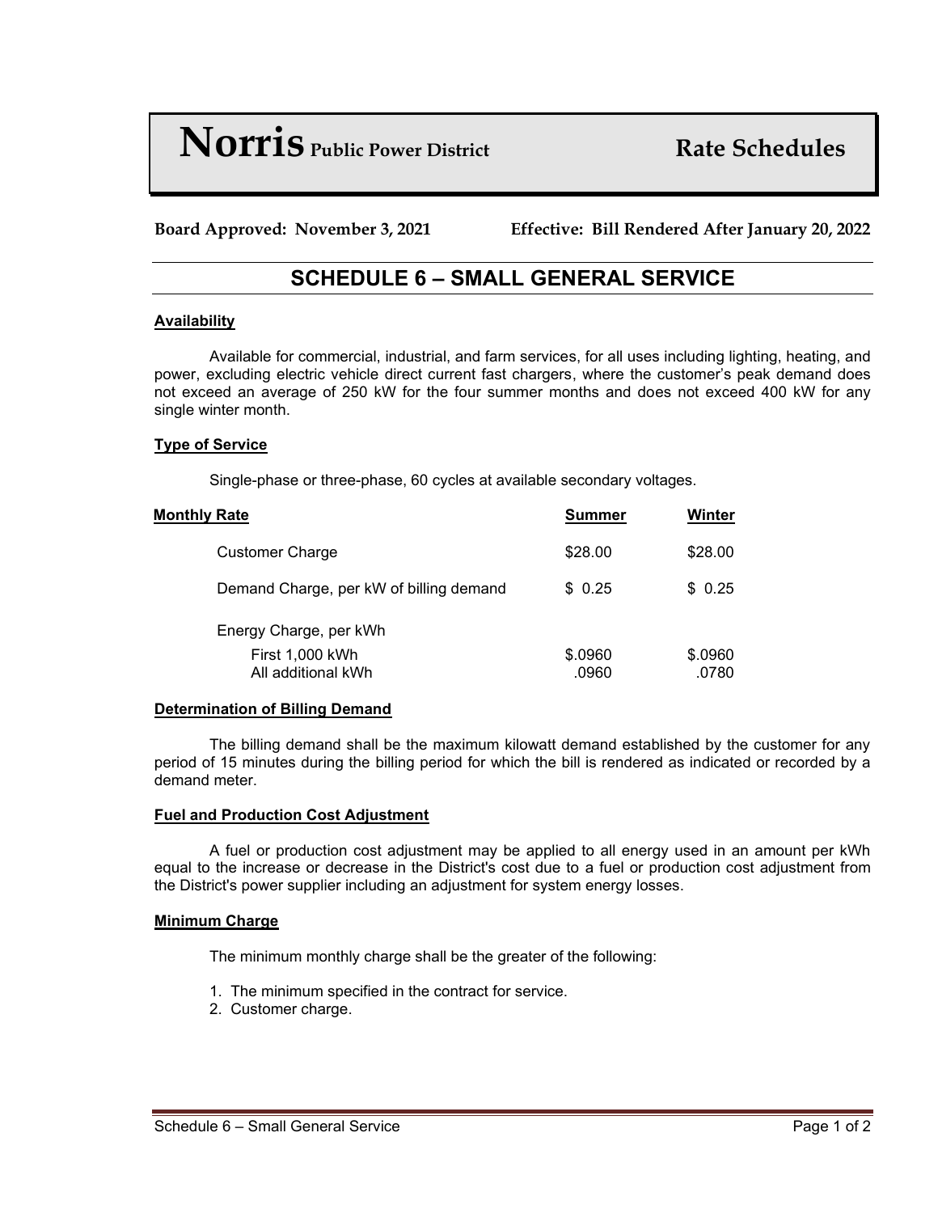# **Norris** Public Power District — Rate Schedules

**Board Approved: November 3, 2021** **Effective: Bill Rendered After January 20, 2022**

## SCHEDULE 6 – SMALL GENERAL SERVICE

### Availability

Available for commercial, industrial, and farm services, for all uses including lighting, heating, and power, excluding electric vehicle direct current fast chargers, where the customer's peak demand does not exceed an average of 250 kW for the four summer months and does not exceed 400 kW for any single winter month.

### Type of Service

Single-phase or three-phase, 60 cycles at available secondary voltages.

### Monthly Rate

| Monthly Rate | Summer | Winter |
|---|---|---|
| Customer Charge | $28.00 | $28.00 |
| Demand Charge, per kW of billing demand | $ 0.25 | $ 0.25 |
| Energy Charge, per kWh | | |
| First 1,000 kWh | $.0960 | $.0960 |
| All additional kWh | .0960 | .0780 |

### Determination of Billing Demand

The billing demand shall be the maximum kilowatt demand established by the customer for any period of 15 minutes during the billing period for which the bill is rendered as indicated or recorded by a demand meter.

### Fuel and Production Cost Adjustment

A fuel or production cost adjustment may be applied to all energy used in an amount per kWh equal to the increase or decrease in the District's cost due to a fuel or production cost adjustment from the District's power supplier including an adjustment for system energy losses.

### Minimum Charge

The minimum monthly charge shall be the greater of the following:

1. The minimum specified in the contract for service.
2. Customer charge.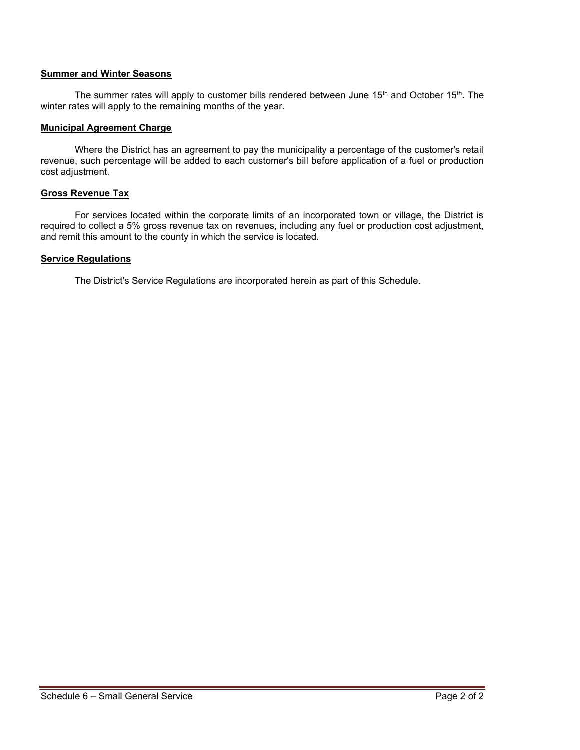**Summer and Winter Seasons**

The summer rates will apply to customer bills rendered between June 15th and October 15th. The winter rates will apply to the remaining months of the year.

**Municipal Agreement Charge**

Where the District has an agreement to pay the municipality a percentage of the customer's retail revenue, such percentage will be added to each customer's bill before application of a fuel or production cost adjustment.

**Gross Revenue Tax**

For services located within the corporate limits of an incorporated town or village, the District is required to collect a 5% gross revenue tax on revenues, including any fuel or production cost adjustment, and remit this amount to the county in which the service is located.

**Service Regulations**

The District's Service Regulations are incorporated herein as part of this Schedule.